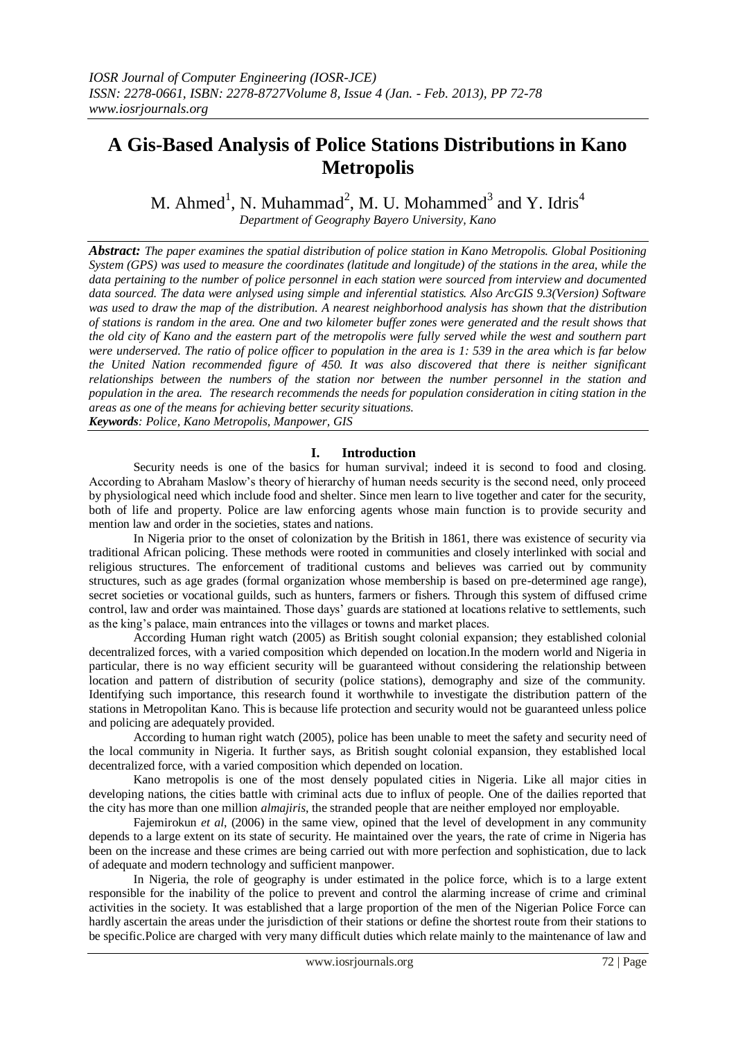# A Gis-Based Analysis of Police Stations Distributions in Kano Metropolis

M. Ahmed[1], N. Muhammad[2], M. U. Mohammed[3] and Y. Idris[4]

*Department of Geography Bayero University, Kano*

***Abstract:*** *The paper examines the spatial distribution of police station in Kano Metropolis. Global Positioning System (GPS) was used to measure the coordinates (latitude and longitude) of the stations in the area, while the data pertaining to the number of police personnel in each station were sourced from interview and documented data sourced. The data were anlysed using simple and inferential statistics. Also ArcGIS 9.3(Version) Software was used to draw the map of the distribution. A nearest neighborhood analysis has shown that the distribution of stations is random in the area. One and two kilometer buffer zones were generated and the result shows that the old city of Kano and the eastern part of the metropolis were fully served while the west and southern part were underserved. The ratio of police officer to population in the area is 1: 539 in the area which is far below the United Nation recommended figure of 450. It was also discovered that there is neither significant relationships between the numbers of the station nor between the number personnel in the station and population in the area. The research recommends the needs for population consideration in citing station in the areas as one of the means for achieving better security situations.*

***Keywords****: Police, Kano Metropolis, Manpower, GIS*

## I. Introduction

Security needs is one of the basics for human survival; indeed it is second to food and closing. According to Abraham Maslow's theory of hierarchy of human needs security is the second need, only proceed by physiological need which include food and shelter. Since men learn to live together and cater for the security, both of life and property. Police are law enforcing agents whose main function is to provide security and mention law and order in the societies, states and nations.

In Nigeria prior to the onset of colonization by the British in 1861, there was existence of security via traditional African policing. These methods were rooted in communities and closely interlinked with social and religious structures. The enforcement of traditional customs and believes was carried out by community structures, such as age grades (formal organization whose membership is based on pre-determined age range), secret societies or vocational guilds, such as hunters, farmers or fishers. Through this system of diffused crime control, law and order was maintained. Those days' guards are stationed at locations relative to settlements, such as the king's palace, main entrances into the villages or towns and market places.

According Human right watch (2005) as British sought colonial expansion; they established colonial decentralized forces, with a varied composition which depended on location.In the modern world and Nigeria in particular, there is no way efficient security will be guaranteed without considering the relationship between location and pattern of distribution of security (police stations), demography and size of the community. Identifying such importance, this research found it worthwhile to investigate the distribution pattern of the stations in Metropolitan Kano. This is because life protection and security would not be guaranteed unless police and policing are adequately provided.

According to human right watch (2005), police has been unable to meet the safety and security need of the local community in Nigeria. It further says, as British sought colonial expansion, they established local decentralized force, with a varied composition which depended on location.

Kano metropolis is one of the most densely populated cities in Nigeria. Like all major cities in developing nations, the cities battle with criminal acts due to influx of people. One of the dailies reported that the city has more than one million *almajiris*, the stranded people that are neither employed nor employable.

Fajemirokun *et al*, (2006) in the same view, opined that the level of development in any community depends to a large extent on its state of security. He maintained over the years, the rate of crime in Nigeria has been on the increase and these crimes are being carried out with more perfection and sophistication, due to lack of adequate and modern technology and sufficient manpower.

In Nigeria, the role of geography is under estimated in the police force, which is to a large extent responsible for the inability of the police to prevent and control the alarming increase of crime and criminal activities in the society. It was established that a large proportion of the men of the Nigerian Police Force can hardly ascertain the areas under the jurisdiction of their stations or define the shortest route from their stations to be specific.Police are charged with very many difficult duties which relate mainly to the maintenance of law and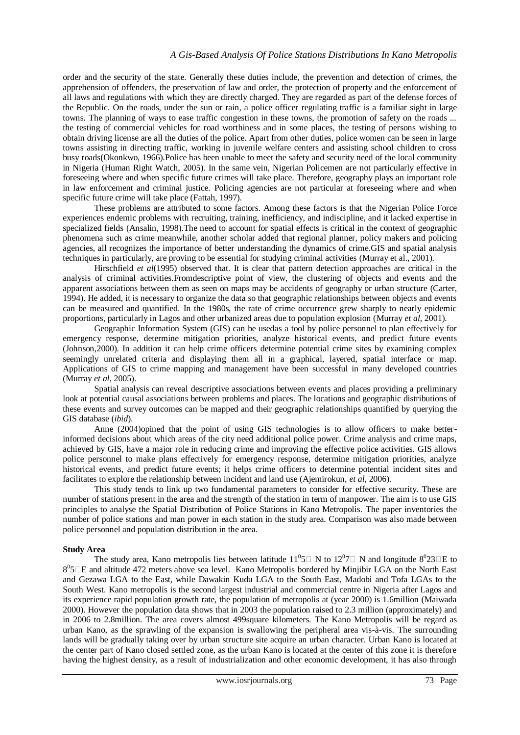order and the security of the state. Generally these duties include, the prevention and detection of crimes, the apprehension of offenders, the preservation of law and order, the protection of property and the enforcement of all laws and regulations with which they are directly charged. They are regarded as part of the defense forces of the Republic. On the roads, under the sun or rain, a police officer regulating traffic is a familiar sight in large towns. The planning of ways to ease traffic congestion in these towns, the promotion of safety on the roads ... the testing of commercial vehicles for road worthiness and in some places, the testing of persons wishing to obtain driving license are all the duties of the police. Apart from other duties, police women can be seen in large towns assisting in directing traffic, working in juvenile welfare centers and assisting school children to cross busy roads(Okonkwo, 1966).Police has been unable to meet the safety and security need of the local community in Nigeria (Human Right Watch, 2005). In the same vein, Nigerian Policemen are not particularly effective in foreseeing where and when specific future crimes will take place. Therefore, geography plays an important role in law enforcement and criminal justice. Policing agencies are not particular at foreseeing where and when specific future crime will take place (Fattah, 1997).

These problems are attributed to some factors. Among these factors is that the Nigerian Police Force experiences endemic problems with recruiting, training, inefficiency, and indiscipline, and it lacked expertise in specialized fields (Ansalin, 1998).The need to account for spatial effects is critical in the context of geographic phenomena such as crime meanwhile, another scholar added that regional planner, policy makers and policing agencies, all recognizes the importance of better understanding the dynamics of crime.GIS and spatial analysis techniques in particularly, are proving to be essential for studying criminal activities (Murray et al., 2001).

Hirschfield *et al*(1995) observed that. It is clear that pattern detection approaches are critical in the analysis of criminal activities.Fromdescriptive point of view, the clustering of objects and events and the apparent associations between them as seen on maps may be accidents of geography or urban structure (Carter, 1994). He added, it is necessary to organize the data so that geographic relationships between objects and events can be measured and quantified. In the 1980s, the rate of crime occurrence grew sharply to nearly epidemic proportions, particularly in Lagos and other urbanized areas due to population explosion (Murray *et al*, 2001).

Geographic Information System (GIS) can be usedas a tool by police personnel to plan effectively for emergency response, determine mitigation priorities, analyze historical events, and predict future events (Johnson,2000). In addition it can help crime officers determine potential crime sites by examining complex seemingly unrelated criteria and displaying them all in a graphical, layered, spatial interface or map. Applications of GIS to crime mapping and management have been successful in many developed countries (Murray *et al*, 2005).

Spatial analysis can reveal descriptive associations between events and places providing a preliminary look at potential causal associations between problems and places. The locations and geographic distributions of these events and survey outcomes can be mapped and their geographic relationships quantified by querying the GIS database (*ibid*).

Anne (2004)opined that the point of using GIS technologies is to allow officers to make better-informed decisions about which areas of the city need additional police power. Crime analysis and crime maps, achieved by GIS, have a major role in reducing crime and improving the effective police activities. GIS allows police personnel to make plans effectively for emergency response, determine mitigation priorities, analyze historical events, and predict future events; it helps crime officers to determine potential incident sites and facilitates to explore the relationship between incident and land use (Ajemirokun, *et al*, 2006).

This study tends to link up two fundamental parameters to consider for effective security. These are number of stations present in the area and the strength of the station in term of manpower. The aim is to use GIS principles to analyse the Spatial Distribution of Police Stations in Kano Metropolis. The paper inventories the number of police stations and man power in each station in the study area. Comparison was also made between police personnel and population distribution in the area.

**Study Area**

The study area, Kano metropolis lies between latitude $11^0 5'$ N to $12^0 7'$ N and longitude $8^0 23'$E to $8^0 5'$E and altitude 472 meters above sea level. Kano Metropolis bordered by Minjibir LGA on the North East and Gezawa LGA to the East, while Dawakin Kudu LGA to the South East, Madobi and Tofa LGAs to the South West. Kano metropolis is the second largest industrial and commercial centre in Nigeria after Lagos and its experience rapid population growth rate, the population of metropolis at (year 2000) is 1.6million (Maiwada 2000). However the population data shows that in 2003 the population raised to 2.3 million (approximately) and in 2006 to 2.8million. The area covers almost 499square kilometers. The Kano Metropolis will be regard as urban Kano, as the sprawling of the expansion is swallowing the peripheral area vis-à-vis. The surrounding lands will be gradually taking over by urban structure site acquire an urban character. Urban Kano is located at the center part of Kano closed settled zone, as the urban Kano is located at the center of this zone it is therefore having the highest density, as a result of industrialization and other economic development, it has also through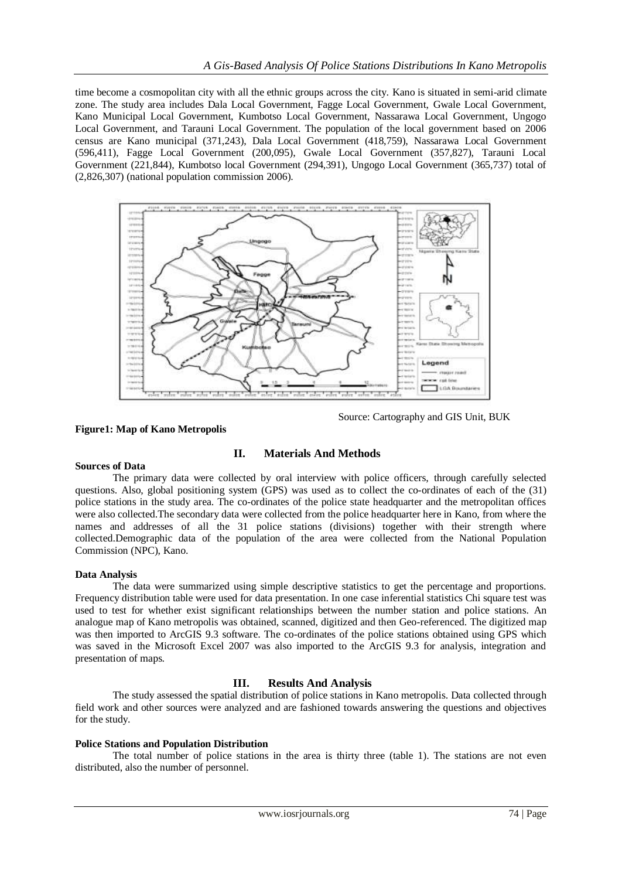time become a cosmopolitan city with all the ethnic groups across the city. Kano is situated in semi-arid climate zone. The study area includes Dala Local Government, Fagge Local Government, Gwale Local Government, Kano Municipal Local Government, Kumbotso Local Government, Nassarawa Local Government, Ungogo Local Government, and Tarauni Local Government. The population of the local government based on 2006 census are Kano municipal (371,243), Dala Local Government (418,759), Nassarawa Local Government (596,411), Fagge Local Government (200,095), Gwale Local Government (357,827), Tarauni Local Government (221,844), Kumbotso local Government (294,391), Ungogo Local Government (365,737) total of (2,826,307) (national population commission 2006).

Source: Cartography and GIS Unit, BUK

**Figure1: Map of Kano Metropolis**

## II. Materials And Methods

**Sources of Data**

The primary data were collected by oral interview with police officers, through carefully selected questions. Also, global positioning system (GPS) was used as to collect the co-ordinates of each of the (31) police stations in the study area. The co-ordinates of the police state headquarter and the metropolitan offices were also collected.The secondary data were collected from the police headquarter here in Kano, from where the names and addresses of all the 31 police stations (divisions) together with their strength where collected.Demographic data of the population of the area were collected from the National Population Commission (NPC), Kano.

**Data Analysis**

The data were summarized using simple descriptive statistics to get the percentage and proportions. Frequency distribution table were used for data presentation. In one case inferential statistics Chi square test was used to test for whether exist significant relationships between the number station and police stations. An analogue map of Kano metropolis was obtained, scanned, digitized and then Geo-referenced. The digitized map was then imported to ArcGIS 9.3 software. The co-ordinates of the police stations obtained using GPS which was saved in the Microsoft Excel 2007 was also imported to the ArcGIS 9.3 for analysis, integration and presentation of maps.

## III. Results And Analysis

The study assessed the spatial distribution of police stations in Kano metropolis. Data collected through field work and other sources were analyzed and are fashioned towards answering the questions and objectives for the study.

**Police Stations and Population Distribution**

The total number of police stations in the area is thirty three (table 1). The stations are not even distributed, also the number of personnel.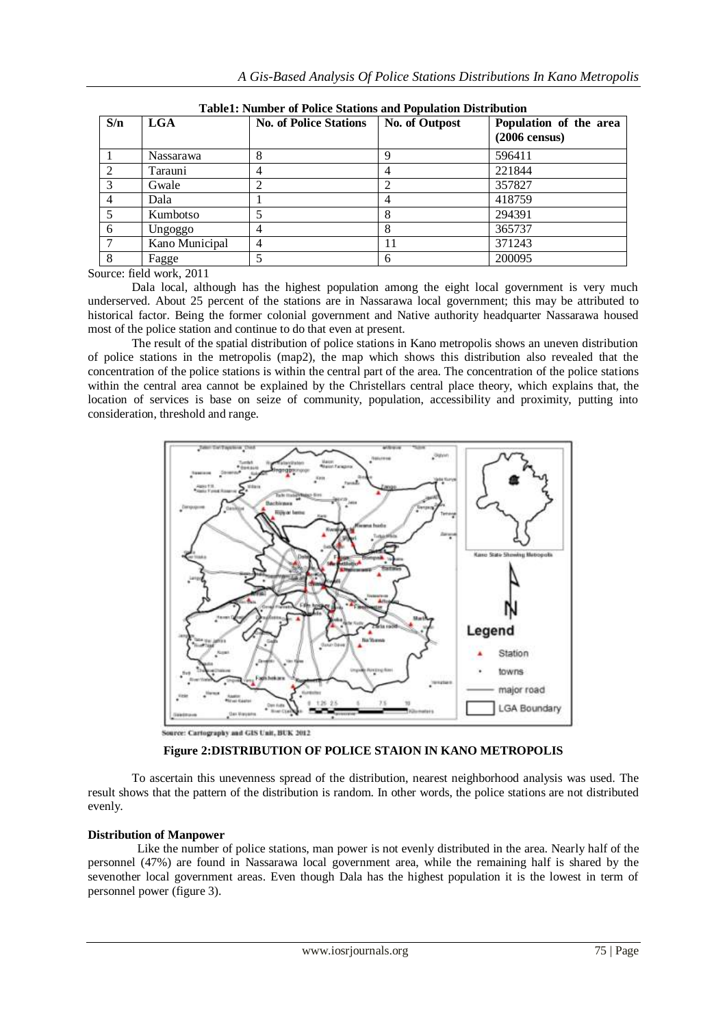**Table1: Number of Police Stations and Population Distribution**

| S/n | LGA | No. of Police Stations | No. of Outpost | Population of the area (2006 census) |
|---|---|---|---|---|
| 1 | Nassarawa | 8 | 9 | 596411 |
| 2 | Tarauni | 4 | 4 | 221844 |
| 3 | Gwale | 2 | 2 | 357827 |
| 4 | Dala | 1 | 4 | 418759 |
| 5 | Kumbotso | 5 | 8 | 294391 |
| 6 | Ungoggo | 4 | 8 | 365737 |
| 7 | Kano Municipal | 4 | 11 | 371243 |
| 8 | Fagge | 5 | 6 | 200095 |

Source: field work, 2011

Dala local, although has the highest population among the eight local government is very much underserved. About 25 percent of the stations are in Nassarawa local government; this may be attributed to historical factor. Being the former colonial government and Native authority headquarter Nassarawa housed most of the police station and continue to do that even at present.

The result of the spatial distribution of police stations in Kano metropolis shows an uneven distribution of police stations in the metropolis (map2), the map which shows this distribution also revealed that the concentration of the police stations is within the central part of the area. The concentration of the police stations within the central area cannot be explained by the Christellars central place theory, which explains that, the location of services is base on seize of community, population, accessibility and proximity, putting into consideration, threshold and range.

Source: Cartography and GIS Unit, BUK 2012

**Figure 2:DISTRIBUTION OF POLICE STAION IN KANO METROPOLIS**

To ascertain this unevenness spread of the distribution, nearest neighborhood analysis was used. The result shows that the pattern of the distribution is random. In other words, the police stations are not distributed evenly.

**Distribution of Manpower**

Like the number of police stations, man power is not evenly distributed in the area. Nearly half of the personnel (47%) are found in Nassarawa local government area, while the remaining half is shared by the sevenother local government areas. Even though Dala has the highest population it is the lowest in term of personnel power (figure 3).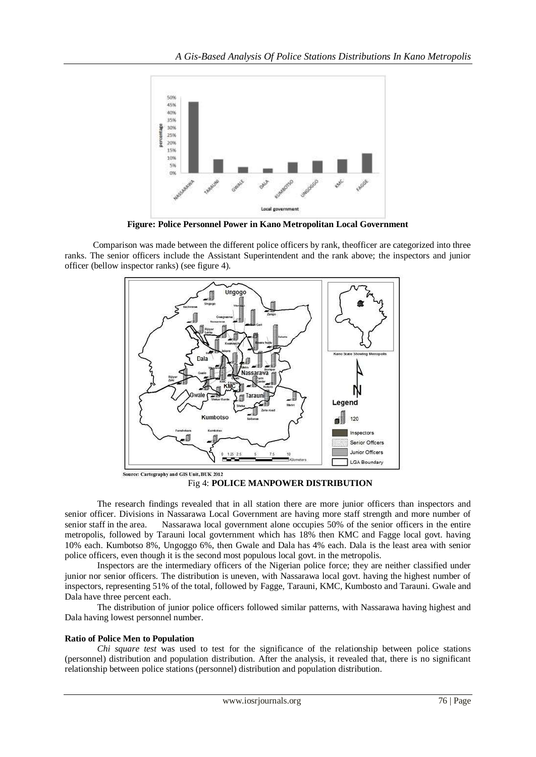**Figure: Police Personnel Power in Kano Metropolitan Local Government**

Comparison was made between the different police officers by rank, theofficer are categorized into three ranks. The senior officers include the Assistant Superintendent and the rank above; the inspectors and junior officer (bellow inspector ranks) (see figure 4).

Source: Cartography and GIS Unit, BUK 2012

Fig 4: **POLICE MANPOWER DISTRIBUTION**

The research findings revealed that in all station there are more junior officers than inspectors and senior officer. Divisions in Nassarawa Local Government are having more staff strength and more number of senior staff in the area. Nassarawa local government alone occupies 50% of the senior officers in the entire metropolis, followed by Tarauni local govternment which has 18% then KMC and Fagge local govt. having 10% each. Kumbotso 8%, Ungoggo 6%, then Gwale and Dala has 4% each. Dala is the least area with senior police officers, even though it is the second most populous local govt. in the metropolis.

Inspectors are the intermediary officers of the Nigerian police force; they are neither classified under junior nor senior officers. The distribution is uneven, with Nassarawa local govt. having the highest number of inspectors, representing 51% of the total, followed by Fagge, Tarauni, KMC, Kumbosto and Tarauni. Gwale and Dala have three percent each.

The distribution of junior police officers followed similar patterns, with Nassarawa having highest and Dala having lowest personnel number.

**Ratio of Police Men to Population**

*Chi square test* was used to test for the significance of the relationship between police stations (personnel) distribution and population distribution. After the analysis, it revealed that, there is no significant relationship between police stations (personnel) distribution and population distribution.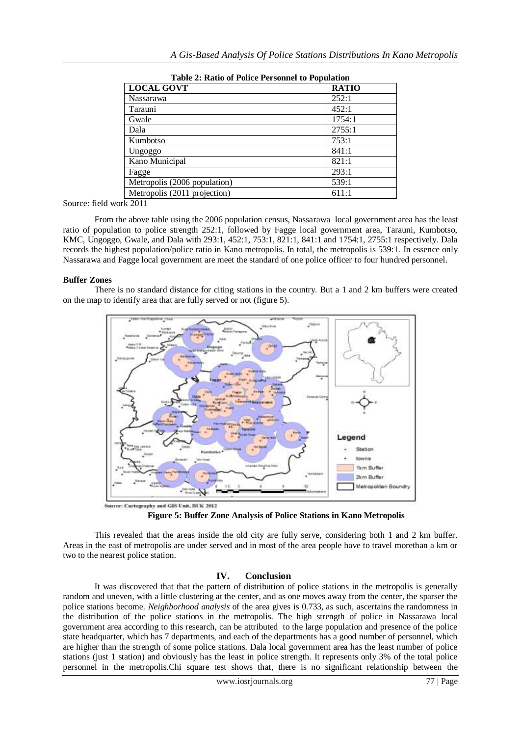**Table 2: Ratio of Police Personnel to Population**

| LOCAL GOVT | RATIO |
|---|---|
| Nassarawa | 252:1 |
| Tarauni | 452:1 |
| Gwale | 1754:1 |
| Dala | 2755:1 |
| Kumbotso | 753:1 |
| Ungoggo | 841:1 |
| Kano Municipal | 821:1 |
| Fagge | 293:1 |
| Metropolis (2006 population) | 539:1 |
| Metropolis (2011 projection) | 611:1 |

Source: field work 2011

From the above table using the 2006 population census, Nassarawa local government area has the least ratio of population to police strength 252:1, followed by Fagge local government area, Tarauni, Kumbotso, KMC, Ungoggo, Gwale, and Dala with 293:1, 452:1, 753:1, 821:1, 841:1 and 1754:1, 2755:1 respectively. Dala records the highest population/police ratio in Kano metropolis. In total, the metropolis is 539:1. In essence only Nassarawa and Fagge local government are meet the standard of one police officer to four hundred personnel.

**Buffer Zones**

There is no standard distance for citing stations in the country. But a 1 and 2 km buffers were created on the map to identify area that are fully served or not (figure 5).

Source: Cartography and GIS Unit, BUK 2012

**Figure 5: Buffer Zone Analysis of Police Stations in Kano Metropolis**

This revealed that the areas inside the old city are fully serve, considering both 1 and 2 km buffer. Areas in the east of metropolis are under served and in most of the area people have to travel morethan a km or two to the nearest police station.

## IV. Conclusion

It was discovered that that the pattern of distribution of police stations in the metropolis is generally random and uneven, with a little clustering at the center, and as one moves away from the center, the sparser the police stations become. *Neighborhood analysis* of the area gives is 0.733, as such, ascertains the randomness in the distribution of the police stations in the metropolis. The high strength of police in Nassarawa local government area according to this research, can be attributed to the large population and presence of the police state headquarter, which has 7 departments, and each of the departments has a good number of personnel, which are higher than the strength of some police stations. Dala local government area has the least number of police stations (just 1 station) and obviously has the least in police strength. It represents only 3% of the total police personnel in the metropolis.Chi square test shows that, there is no significant relationship between the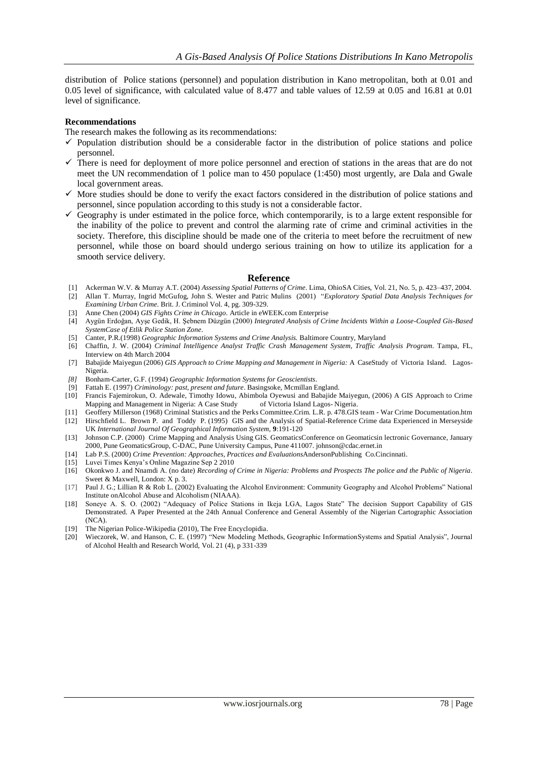distribution of Police stations (personnel) and population distribution in Kano metropolitan, both at 0.01 and 0.05 level of significance, with calculated value of 8.477 and table values of 12.59 at 0.05 and 16.81 at 0.01 level of significance.

**Recommendations**

The research makes the following as its recommendations:

- ✓ Population distribution should be a considerable factor in the distribution of police stations and police personnel.
- ✓ There is need for deployment of more police personnel and erection of stations in the areas that are do not meet the UN recommendation of 1 police man to 450 populace (1:450) most urgently, are Dala and Gwale local government areas.
- ✓ More studies should be done to verify the exact factors considered in the distribution of police stations and personnel, since population according to this study is not a considerable factor.
- ✓ Geography is under estimated in the police force, which contemporarily, is to a large extent responsible for the inability of the police to prevent and control the alarming rate of crime and criminal activities in the society. Therefore, this discipline should be made one of the criteria to meet before the recruitment of new personnel, while those on board should undergo serious training on how to utilize its application for a smooth service delivery.

## Reference

[1] Ackerman W.V. & Murray A.T. (2004) *Assessing Spatial Patterns of Crime*. Lima, OhioSA Cities, Vol. 21, No. 5, p. 423–437, 2004.

[2] Allan T. Murray, Ingrid McGufog, John S. Wester and Patric Mulins (2001) "*Exploratory Spatial Data Analysis Techniques for Examining Urban Crime*. Brit. J. Criminol Vol. 4, pg. 309-329.

[3] Anne Chen (2004) *GIS Fights Crime in Chicago*. Article in eWEEK.com Enterprise

[4] Aygün Erdoğan, Ayşe Gedik, H. Şebnem Düzgün (2000) *Integrated Analysis of Crime Incidents Within a Loose-Coupled Gis-Based SystemCase of Etlik Police Station Zone*.

[5] Canter, P.R.(1998) *Geographic Information Systems and Crime Analysis.* Baltimore Country, Maryland

[6] Chaffin, J. W. (2004) *Criminal Intelligence Analyst Traffic Crash Management System, Traffic Analysis Program*. Tampa, FL, Interview on 4th March 2004

[7] Babajide Maiyegun (2006) *GIS Approach to Crime Mapping and Management in Nigeria:* A CaseStudy of Victoria Island. Lagos-Nigeria.

[8] Bonham-Carter, G.F. (1994) *Geographic Information Systems for Geoscientists*.

[9] Fattah E. (1997) *Criminology: past, present and future*. Basingsoke, Mcmillan England.

[10] Francis Fajemirokun, O. Adewale, Timothy Idowu, Abimbola Oyewusi and Babajide Maiyegun, (2006) A GIS Approach to Crime Mapping and Management in Nigeria: A Case Study of Victoria Island Lagos- Nigeria.

[11] Geoffery Millerson (1968) Criminal Statistics and the Perks Committee.Crim. L.R. p. 478.GIS team - War Crime Documentation.htm

[12] Hirschfield L. Brown P. and Toddy P. (1995) GIS and the Analysis of Spatial-Reference Crime data Experienced in Merseyside UK *International Journal Of Geographical Information System*, **9**:191-120

[13] Johnson C.P. (2000) Crime Mapping and Analysis Using GIS. GeomaticsConference on Geomaticsin lectronic Governance, January 2000, Pune GeomaticsGroup, C-DAC, Pune University Campus, Pune 411007. johnson@cdac.ernet.in

[14] Lab P.S. (2000) *Crime Prevention: Approaches, Practices and Evaluations*AndersonPublishing Co.Cincinnati.

[15] Luvei Times Kenya's Online Magazine Sep 2 2010

[16] Okonkwo J. and Nnamdi A. (no date) *Recording of Crime in Nigeria: Problems and Prospects The police and the Public of Nigeria*. Sweet & Maxwell, London: X p. 3.

[17] Paul J. G.; Lillian R & Rob L. (2002) Evaluating the Alcohol Environment: Community Geography and Alcohol Problems" National Institute onAlcohol Abuse and Alcoholism (NIAAA).

[18] Soneye A. S. O. (2002) "Adequacy of Police Stations in Ikeja LGA, Lagos State" The decision Support Capability of GIS Demonstrated. A Paper Presented at the 24th Annual Conference and General Assembly of the Nigerian Cartographic Association (NCA).

[19] The Nigerian Police-Wikipedia (2010), The Free Encyclopidia.

[20] Wieczorek, W. and Hanson, C. E. (1997) "New Modeling Methods, Geographic InformationSystems and Spatial Analysis", Journal of Alcohol Health and Research World, Vol. 21 (4), p 331-339